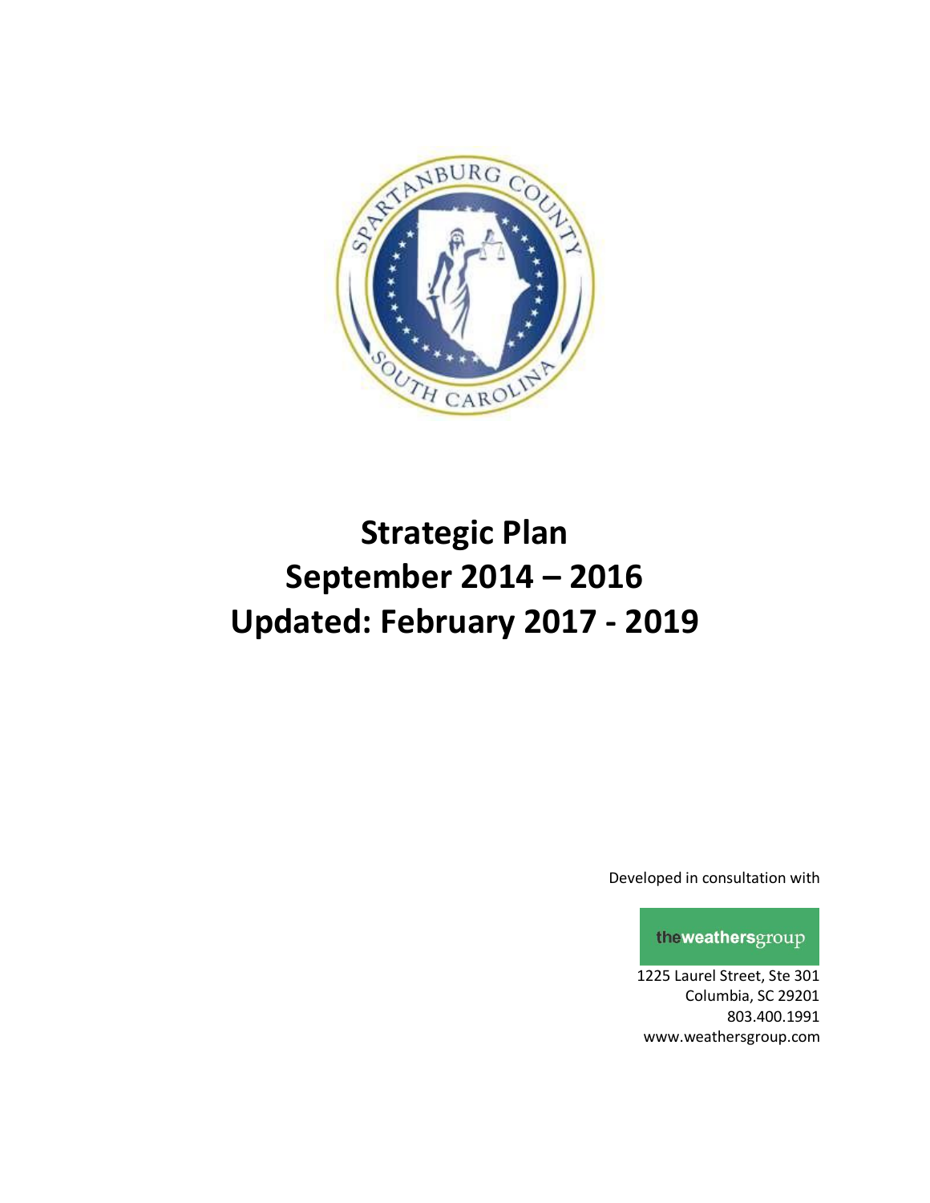# Strategic Plan
# September 2014 – 2016
# Updated: February 2017 - 2019

Developed in consultation with

theweathersgroup

1225 Laurel Street, Ste 301
Columbia, SC 29201
803.400.1991
www.weathersgroup.com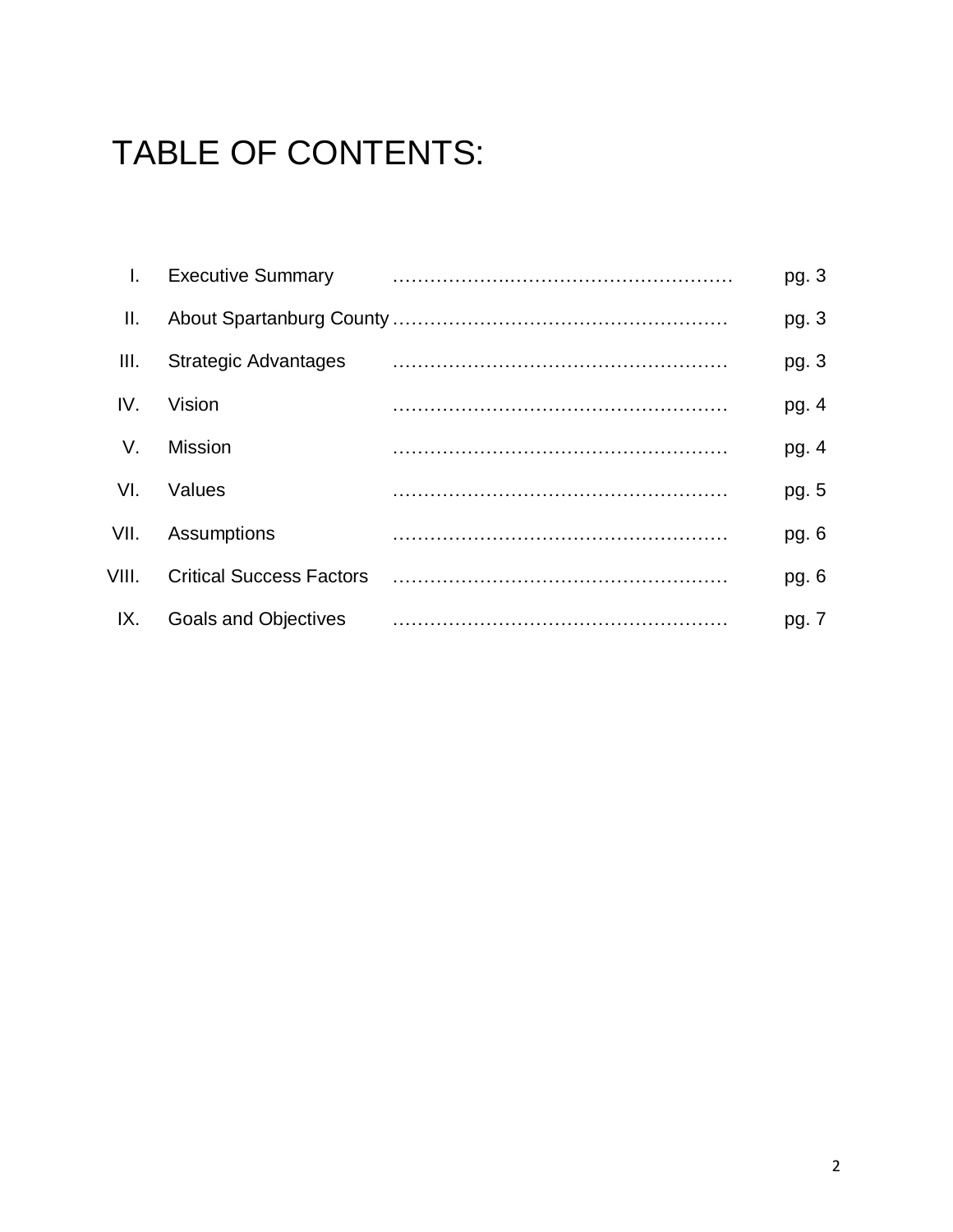# TABLE OF CONTENTS:

| | | |
|---|---|---|
| I. | Executive Summary | pg. 3 |
| II. | About Spartanburg County | pg. 3 |
| III. | Strategic Advantages | pg. 3 |
| IV. | Vision | pg. 4 |
| V. | Mission | pg. 4 |
| VI. | Values | pg. 5 |
| VII. | Assumptions | pg. 6 |
| VIII. | Critical Success Factors | pg. 6 |
| IX. | Goals and Objectives | pg. 7 |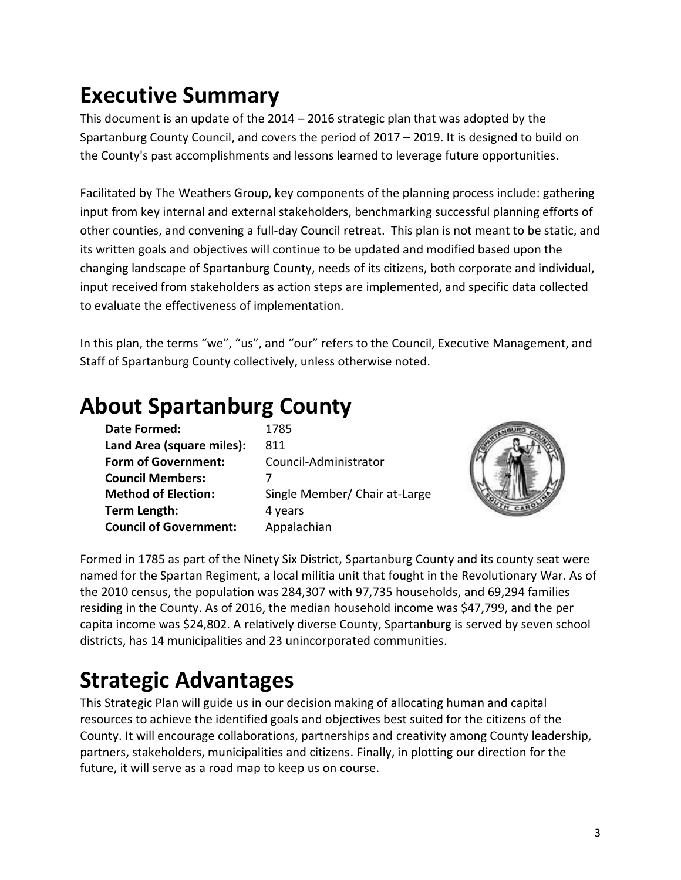# Executive Summary

This document is an update of the 2014 – 2016 strategic plan that was adopted by the Spartanburg County Council, and covers the period of 2017 – 2019. It is designed to build on the County's past accomplishments and lessons learned to leverage future opportunities.

Facilitated by The Weathers Group, key components of the planning process include: gathering input from key internal and external stakeholders, benchmarking successful planning efforts of other counties, and convening a full-day Council retreat. This plan is not meant to be static, and its written goals and objectives will continue to be updated and modified based upon the changing landscape of Spartanburg County, needs of its citizens, both corporate and individual, input received from stakeholders as action steps are implemented, and specific data collected to evaluate the effectiveness of implementation.

In this plan, the terms "we", "us", and "our" refers to the Council, Executive Management, and Staff of Spartanburg County collectively, unless otherwise noted.

# About Spartanburg County

| | |
|---|---|
| **Date Formed:** | 1785 |
| **Land Area (square miles):** | 811 |
| **Form of Government:** | Council-Administrator |
| **Council Members:** | 7 |
| **Method of Election:** | Single Member/ Chair at-Large |
| **Term Length:** | 4 years |
| **Council of Government:** | Appalachian |

Formed in 1785 as part of the Ninety Six District, Spartanburg County and its county seat were named for the Spartan Regiment, a local militia unit that fought in the Revolutionary War. As of the 2010 census, the population was 284,307 with 97,735 households, and 69,294 families residing in the County. As of 2016, the median household income was $47,799, and the per capita income was $24,802. A relatively diverse County, Spartanburg is served by seven school districts, has 14 municipalities and 23 unincorporated communities.

# Strategic Advantages

This Strategic Plan will guide us in our decision making of allocating human and capital resources to achieve the identified goals and objectives best suited for the citizens of the County. It will encourage collaborations, partnerships and creativity among County leadership, partners, stakeholders, municipalities and citizens. Finally, in plotting our direction for the future, it will serve as a road map to keep us on course.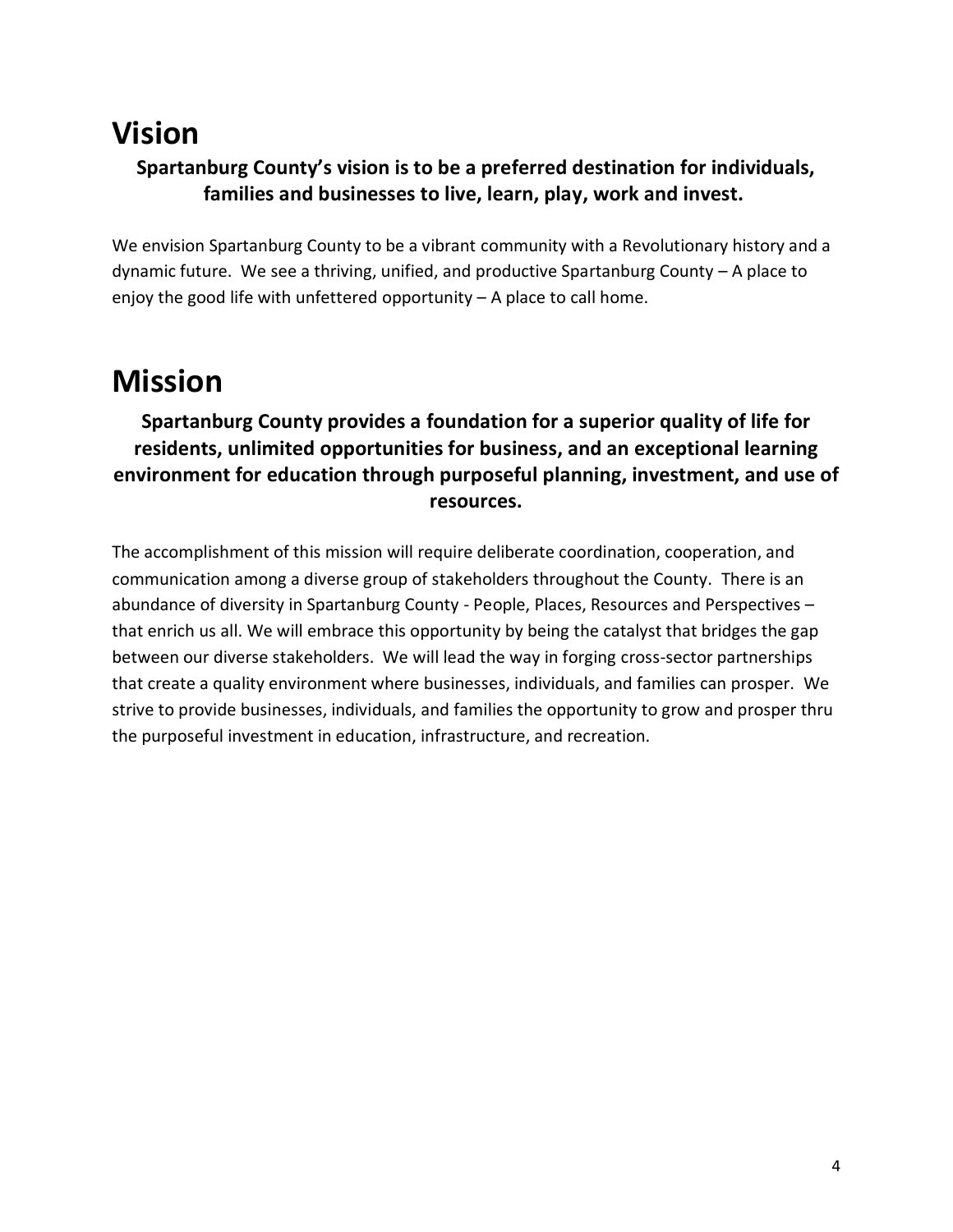# Vision

**Spartanburg County's vision is to be a preferred destination for individuals, families and businesses to live, learn, play, work and invest.**

We envision Spartanburg County to be a vibrant community with a Revolutionary history and a dynamic future. We see a thriving, unified, and productive Spartanburg County – A place to enjoy the good life with unfettered opportunity – A place to call home.

# Mission

**Spartanburg County provides a foundation for a superior quality of life for residents, unlimited opportunities for business, and an exceptional learning environment for education through purposeful planning, investment, and use of resources.**

The accomplishment of this mission will require deliberate coordination, cooperation, and communication among a diverse group of stakeholders throughout the County. There is an abundance of diversity in Spartanburg County - People, Places, Resources and Perspectives – that enrich us all. We will embrace this opportunity by being the catalyst that bridges the gap between our diverse stakeholders. We will lead the way in forging cross-sector partnerships that create a quality environment where businesses, individuals, and families can prosper. We strive to provide businesses, individuals, and families the opportunity to grow and prosper thru the purposeful investment in education, infrastructure, and recreation.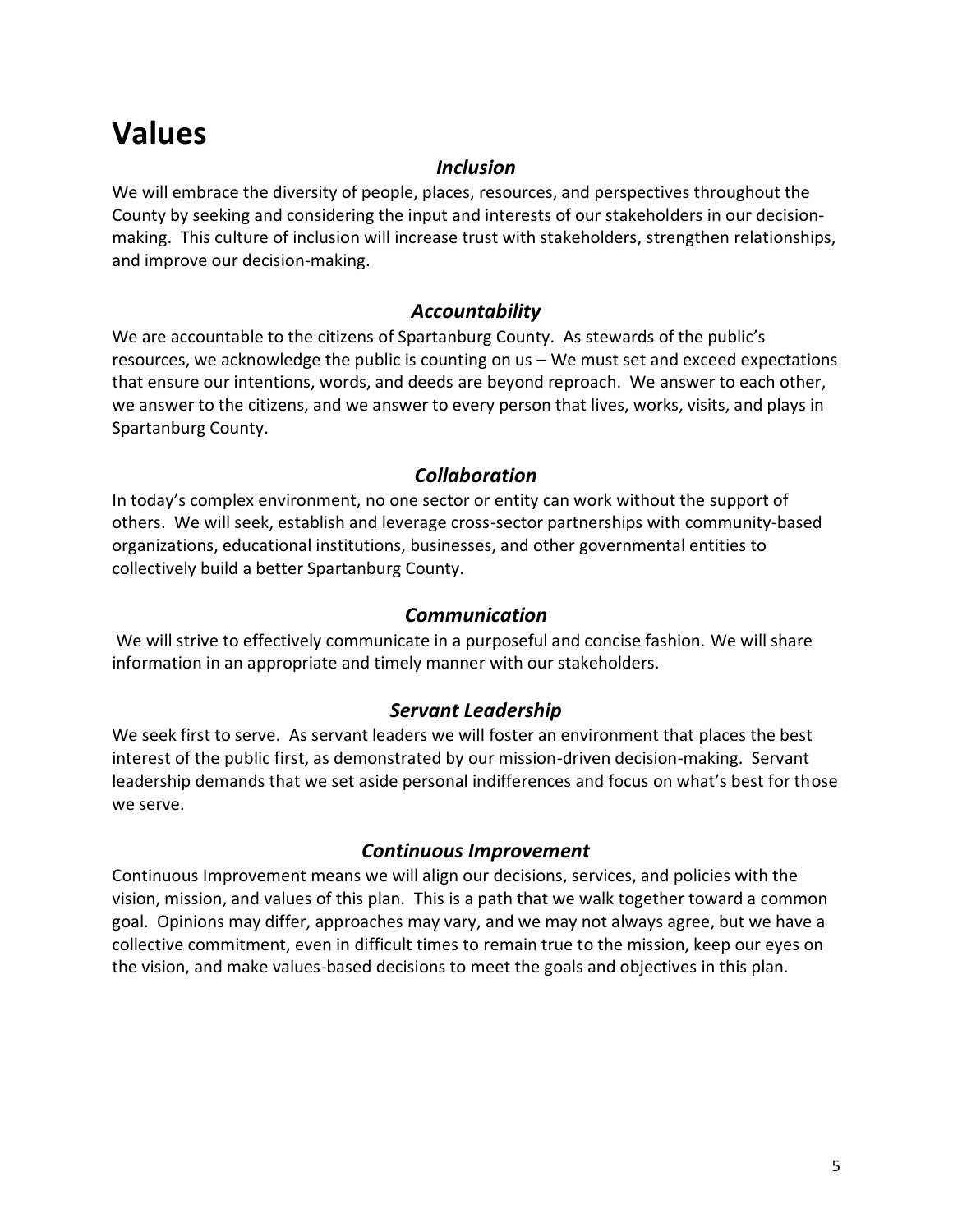# Values

### *Inclusion*

We will embrace the diversity of people, places, resources, and perspectives throughout the County by seeking and considering the input and interests of our stakeholders in our decision-making. This culture of inclusion will increase trust with stakeholders, strengthen relationships, and improve our decision-making.

### *Accountability*

We are accountable to the citizens of Spartanburg County. As stewards of the public's resources, we acknowledge the public is counting on us – We must set and exceed expectations that ensure our intentions, words, and deeds are beyond reproach. We answer to each other, we answer to the citizens, and we answer to every person that lives, works, visits, and plays in Spartanburg County.

### *Collaboration*

In today's complex environment, no one sector or entity can work without the support of others. We will seek, establish and leverage cross-sector partnerships with community-based organizations, educational institutions, businesses, and other governmental entities to collectively build a better Spartanburg County.

### *Communication*

We will strive to effectively communicate in a purposeful and concise fashion. We will share information in an appropriate and timely manner with our stakeholders.

### *Servant Leadership*

We seek first to serve. As servant leaders we will foster an environment that places the best interest of the public first, as demonstrated by our mission-driven decision-making. Servant leadership demands that we set aside personal indifferences and focus on what's best for those we serve.

### *Continuous Improvement*

Continuous Improvement means we will align our decisions, services, and policies with the vision, mission, and values of this plan. This is a path that we walk together toward a common goal. Opinions may differ, approaches may vary, and we may not always agree, but we have a collective commitment, even in difficult times to remain true to the mission, keep our eyes on the vision, and make values-based decisions to meet the goals and objectives in this plan.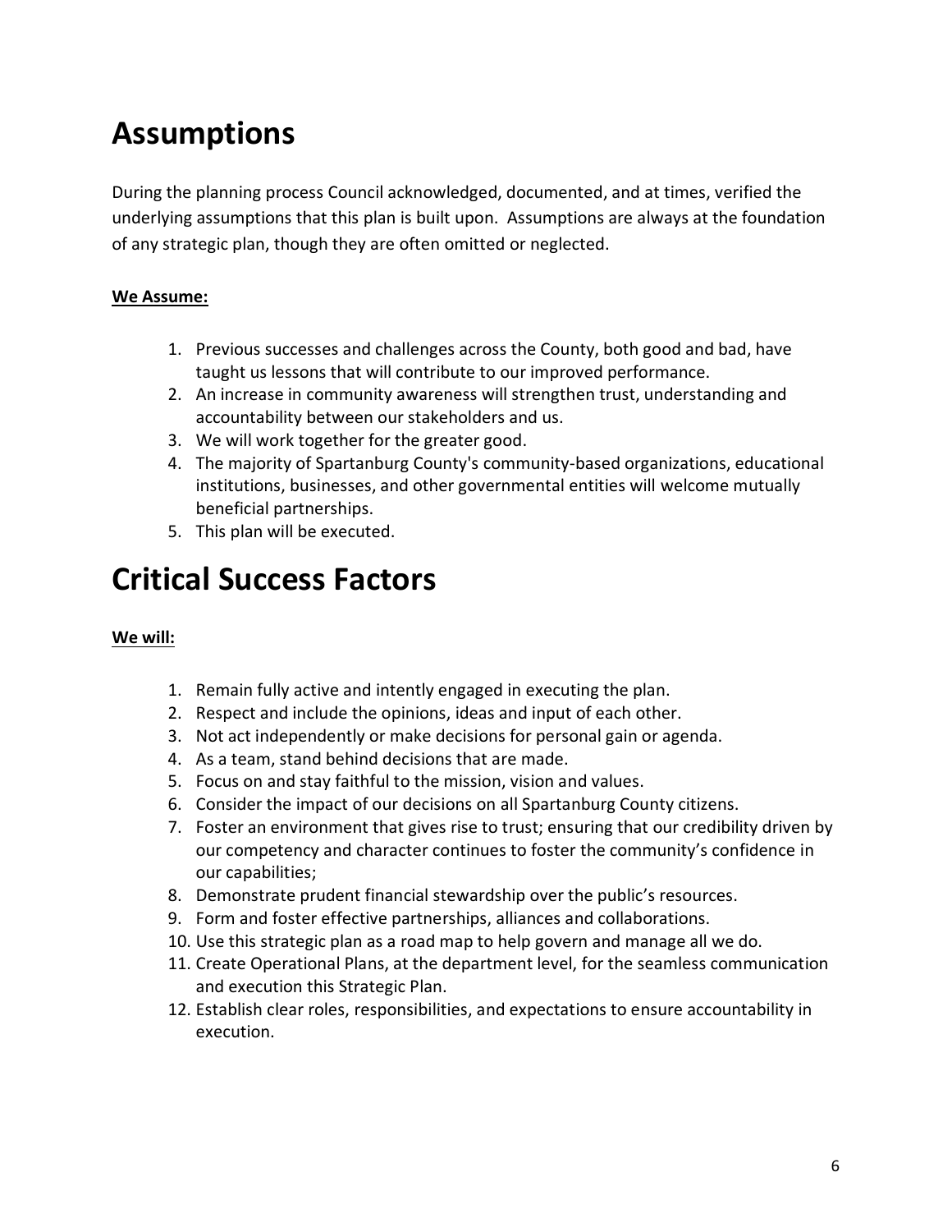# Assumptions

During the planning process Council acknowledged, documented, and at times, verified the underlying assumptions that this plan is built upon. Assumptions are always at the foundation of any strategic plan, though they are often omitted or neglected.

**We Assume:**

1. Previous successes and challenges across the County, both good and bad, have taught us lessons that will contribute to our improved performance.
2. An increase in community awareness will strengthen trust, understanding and accountability between our stakeholders and us.
3. We will work together for the greater good.
4. The majority of Spartanburg County's community-based organizations, educational institutions, businesses, and other governmental entities will welcome mutually beneficial partnerships.
5. This plan will be executed.

# Critical Success Factors

**We will:**

1. Remain fully active and intently engaged in executing the plan.
2. Respect and include the opinions, ideas and input of each other.
3. Not act independently or make decisions for personal gain or agenda.
4. As a team, stand behind decisions that are made.
5. Focus on and stay faithful to the mission, vision and values.
6. Consider the impact of our decisions on all Spartanburg County citizens.
7. Foster an environment that gives rise to trust; ensuring that our credibility driven by our competency and character continues to foster the community's confidence in our capabilities;
8. Demonstrate prudent financial stewardship over the public's resources.
9. Form and foster effective partnerships, alliances and collaborations.
10. Use this strategic plan as a road map to help govern and manage all we do.
11. Create Operational Plans, at the department level, for the seamless communication and execution this Strategic Plan.
12. Establish clear roles, responsibilities, and expectations to ensure accountability in execution.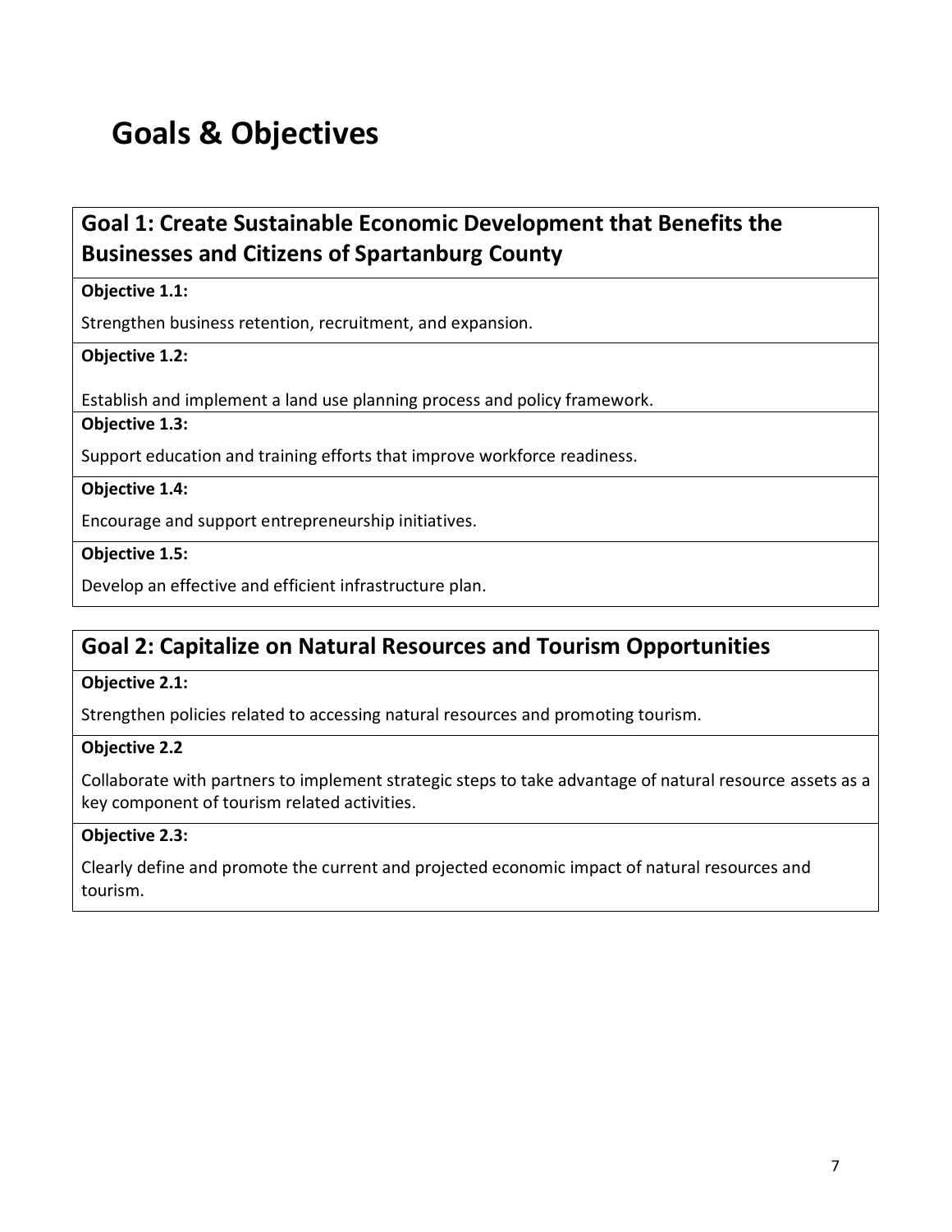# Goals & Objectives

## Goal 1: Create Sustainable Economic Development that Benefits the Businesses and Citizens of Spartanburg County

**Objective 1.1:**

Strengthen business retention, recruitment, and expansion.

**Objective 1.2:**

Establish and implement a land use planning process and policy framework.

**Objective 1.3:**

Support education and training efforts that improve workforce readiness.

**Objective 1.4:**

Encourage and support entrepreneurship initiatives.

**Objective 1.5:**

Develop an effective and efficient infrastructure plan.

## Goal 2: Capitalize on Natural Resources and Tourism Opportunities

**Objective 2.1:**

Strengthen policies related to accessing natural resources and promoting tourism.

**Objective 2.2**

Collaborate with partners to implement strategic steps to take advantage of natural resource assets as a key component of tourism related activities.

**Objective 2.3:**

Clearly define and promote the current and projected economic impact of natural resources and tourism.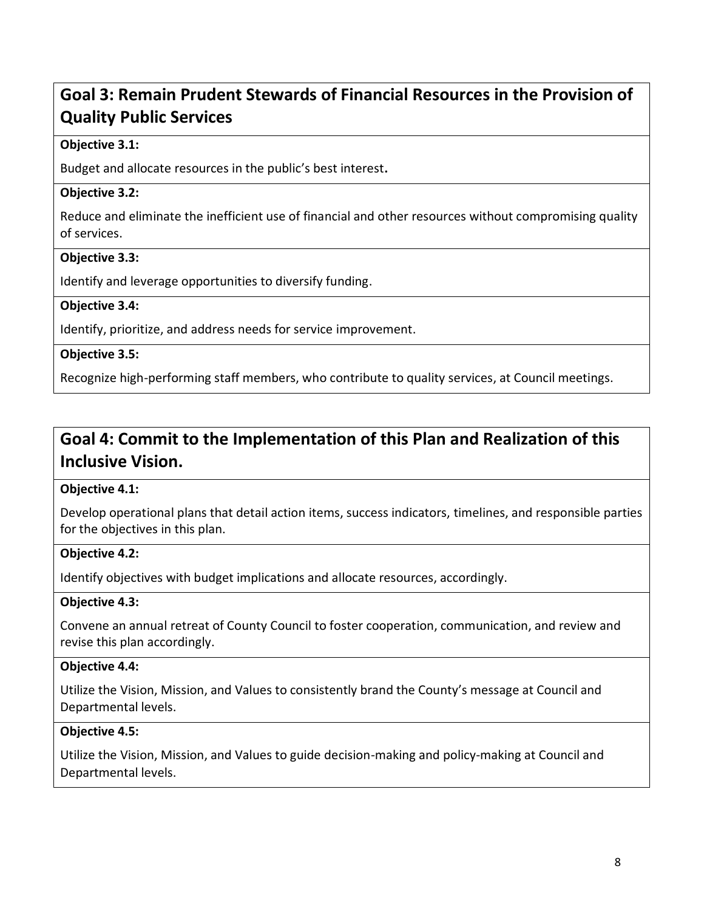## Goal 3: Remain Prudent Stewards of Financial Resources in the Provision of Quality Public Services

**Objective 3.1:**

Budget and allocate resources in the public's best interest**.**

**Objective 3.2:**

Reduce and eliminate the inefficient use of financial and other resources without compromising quality of services.

**Objective 3.3:**

Identify and leverage opportunities to diversify funding.

**Objective 3.4:**

Identify, prioritize, and address needs for service improvement.

**Objective 3.5:**

Recognize high-performing staff members, who contribute to quality services, at Council meetings.

## Goal 4: Commit to the Implementation of this Plan and Realization of this Inclusive Vision.

**Objective 4.1:**

Develop operational plans that detail action items, success indicators, timelines, and responsible parties for the objectives in this plan.

**Objective 4.2:**

Identify objectives with budget implications and allocate resources, accordingly.

**Objective 4.3:**

Convene an annual retreat of County Council to foster cooperation, communication, and review and revise this plan accordingly.

**Objective 4.4:**

Utilize the Vision, Mission, and Values to consistently brand the County's message at Council and Departmental levels.

**Objective 4.5:**

Utilize the Vision, Mission, and Values to guide decision-making and policy-making at Council and Departmental levels.